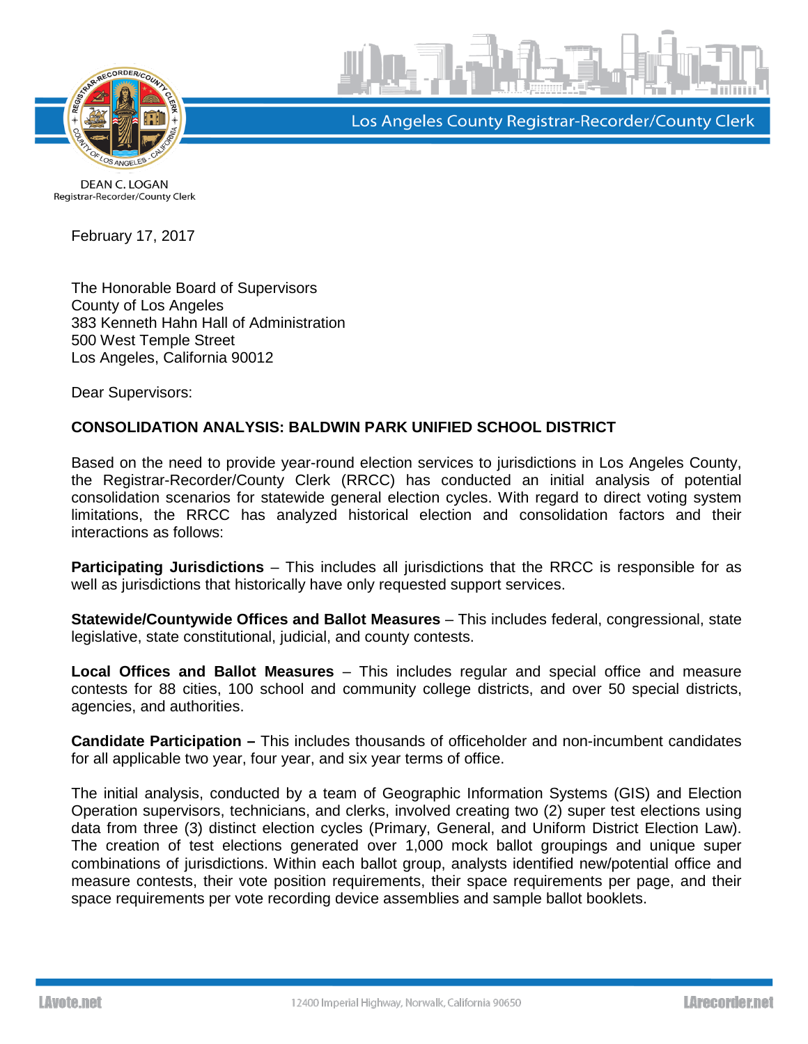Los Angeles County Registrar-Recorder/County Clerk

DEAN C. LOGAN
Registrar-Recorder/County Clerk

February 17, 2017

The Honorable Board of Supervisors
County of Los Angeles
383 Kenneth Hahn Hall of Administration
500 West Temple Street
Los Angeles, California 90012

Dear Supervisors:

**CONSOLIDATION ANALYSIS: BALDWIN PARK UNIFIED SCHOOL DISTRICT**

Based on the need to provide year-round election services to jurisdictions in Los Angeles County, the Registrar-Recorder/County Clerk (RRCC) has conducted an initial analysis of potential consolidation scenarios for statewide general election cycles. With regard to direct voting system limitations, the RRCC has analyzed historical election and consolidation factors and their interactions as follows:

**Participating Jurisdictions** – This includes all jurisdictions that the RRCC is responsible for as well as jurisdictions that historically have only requested support services.

**Statewide/Countywide Offices and Ballot Measures** – This includes federal, congressional, state legislative, state constitutional, judicial, and county contests.

**Local Offices and Ballot Measures** – This includes regular and special office and measure contests for 88 cities, 100 school and community college districts, and over 50 special districts, agencies, and authorities.

**Candidate Participation –** This includes thousands of officeholder and non-incumbent candidates for all applicable two year, four year, and six year terms of office.

The initial analysis, conducted by a team of Geographic Information Systems (GIS) and Election Operation supervisors, technicians, and clerks, involved creating two (2) super test elections using data from three (3) distinct election cycles (Primary, General, and Uniform District Election Law). The creation of test elections generated over 1,000 mock ballot groupings and unique super combinations of jurisdictions. Within each ballot group, analysts identified new/potential office and measure contests, their vote position requirements, their space requirements per page, and their space requirements per vote recording device assemblies and sample ballot booklets.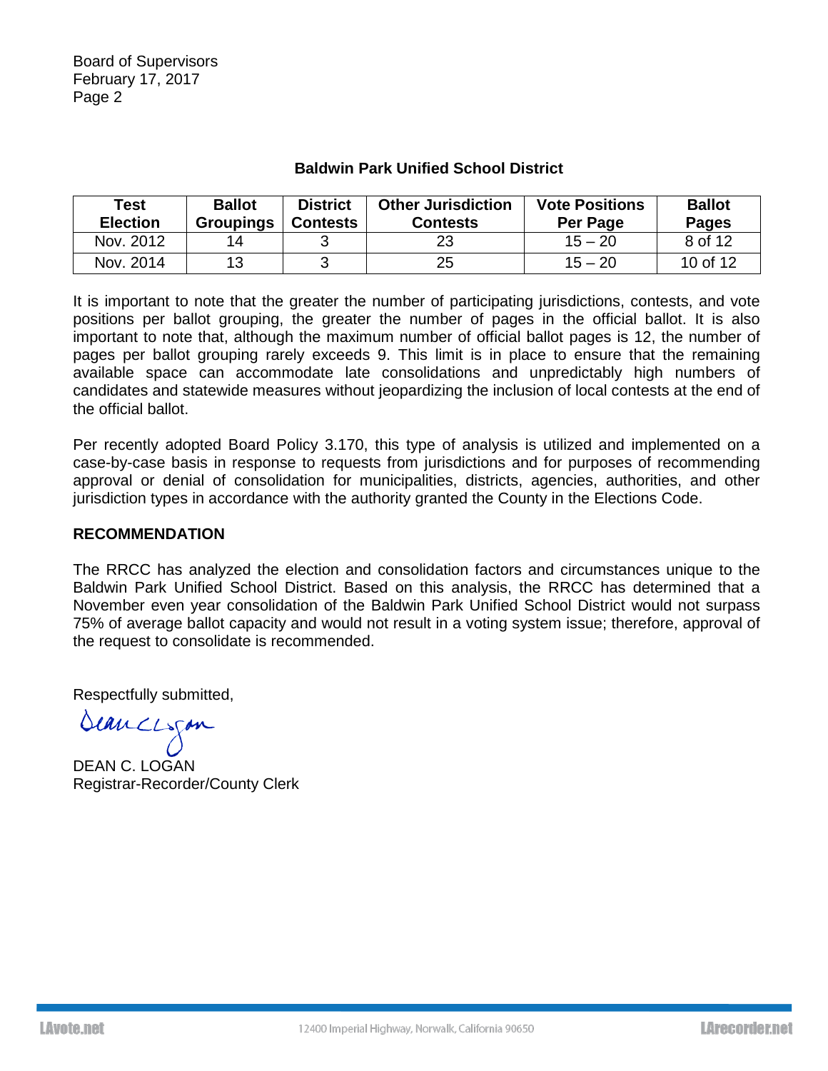### Baldwin Park Unified School District

| Test Election | Ballot Groupings | District Contests | Other Jurisdiction Contests | Vote Positions Per Page | Ballot Pages |
|---|---|---|---|---|---|
| Nov. 2012 | 14 | 3 | 23 | 15 – 20 | 8 of 12 |
| Nov. 2014 | 13 | 3 | 25 | 15 – 20 | 10 of 12 |

It is important to note that the greater the number of participating jurisdictions, contests, and vote positions per ballot grouping, the greater the number of pages in the official ballot. It is also important to note that, although the maximum number of official ballot pages is 12, the number of pages per ballot grouping rarely exceeds 9. This limit is in place to ensure that the remaining available space can accommodate late consolidations and unpredictably high numbers of candidates and statewide measures without jeopardizing the inclusion of local contests at the end of the official ballot.

Per recently adopted Board Policy 3.170, this type of analysis is utilized and implemented on a case-by-case basis in response to requests from jurisdictions and for purposes of recommending approval or denial of consolidation for municipalities, districts, agencies, authorities, and other jurisdiction types in accordance with the authority granted the County in the Elections Code.

**RECOMMENDATION**

The RRCC has analyzed the election and consolidation factors and circumstances unique to the Baldwin Park Unified School District. Based on this analysis, the RRCC has determined that a November even year consolidation of the Baldwin Park Unified School District would not surpass 75% of average ballot capacity and would not result in a voting system issue; therefore, approval of the request to consolidate is recommended.

Respectfully submitted,

DEAN C. LOGAN
Registrar-Recorder/County Clerk